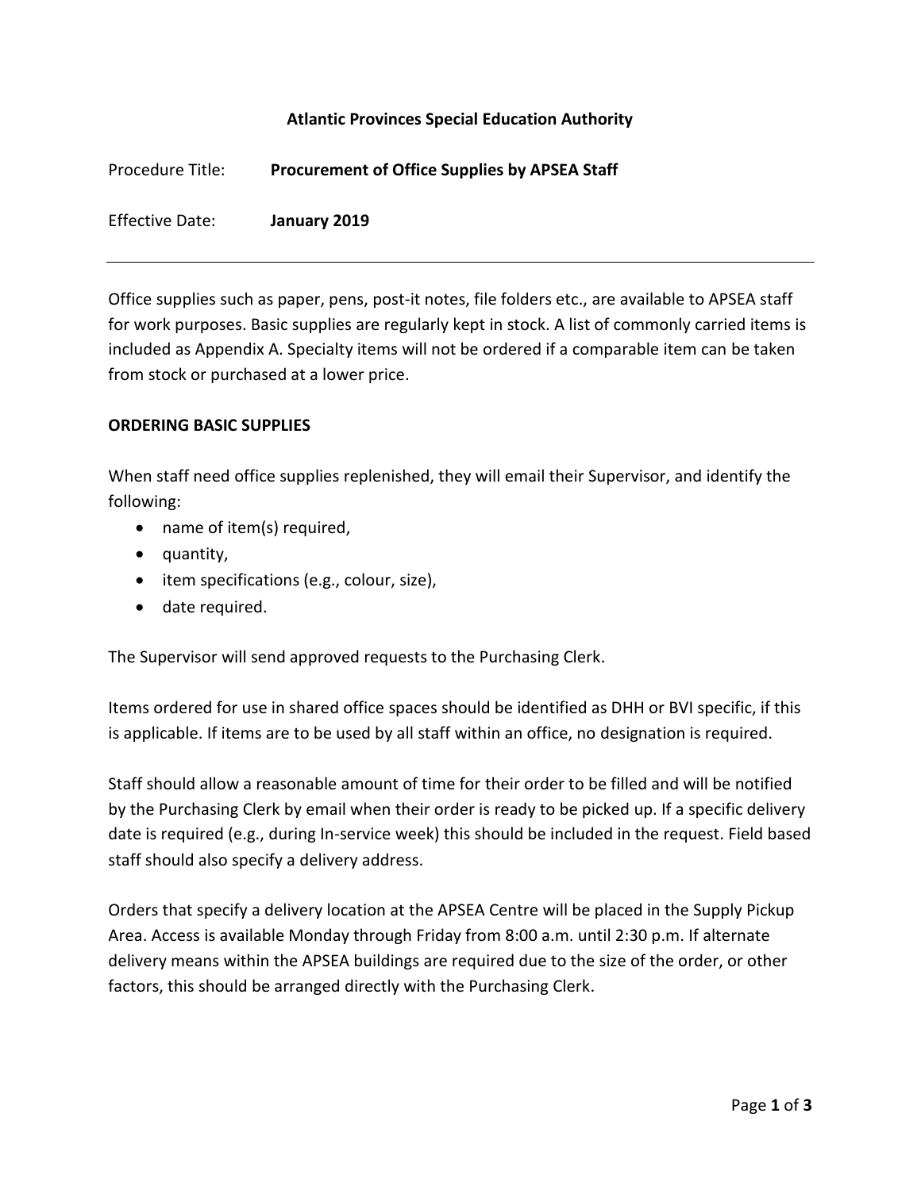**Atlantic Provinces Special Education Authority**

Procedure Title: **Procurement of Office Supplies by APSEA Staff**

Effective Date: **January 2019**

---

Office supplies such as paper, pens, post-it notes, file folders etc., are available to APSEA staff for work purposes. Basic supplies are regularly kept in stock. A list of commonly carried items is included as Appendix A. Specialty items will not be ordered if a comparable item can be taken from stock or purchased at a lower price.

## ORDERING BASIC SUPPLIES

When staff need office supplies replenished, they will email their Supervisor, and identify the following:

- name of item(s) required,
- quantity,
- item specifications (e.g., colour, size),
- date required.

The Supervisor will send approved requests to the Purchasing Clerk.

Items ordered for use in shared office spaces should be identified as DHH or BVI specific, if this is applicable. If items are to be used by all staff within an office, no designation is required.

Staff should allow a reasonable amount of time for their order to be filled and will be notified by the Purchasing Clerk by email when their order is ready to be picked up. If a specific delivery date is required (e.g., during In-service week) this should be included in the request. Field based staff should also specify a delivery address.

Orders that specify a delivery location at the APSEA Centre will be placed in the Supply Pickup Area. Access is available Monday through Friday from 8:00 a.m. until 2:30 p.m. If alternate delivery means within the APSEA buildings are required due to the size of the order, or other factors, this should be arranged directly with the Purchasing Clerk.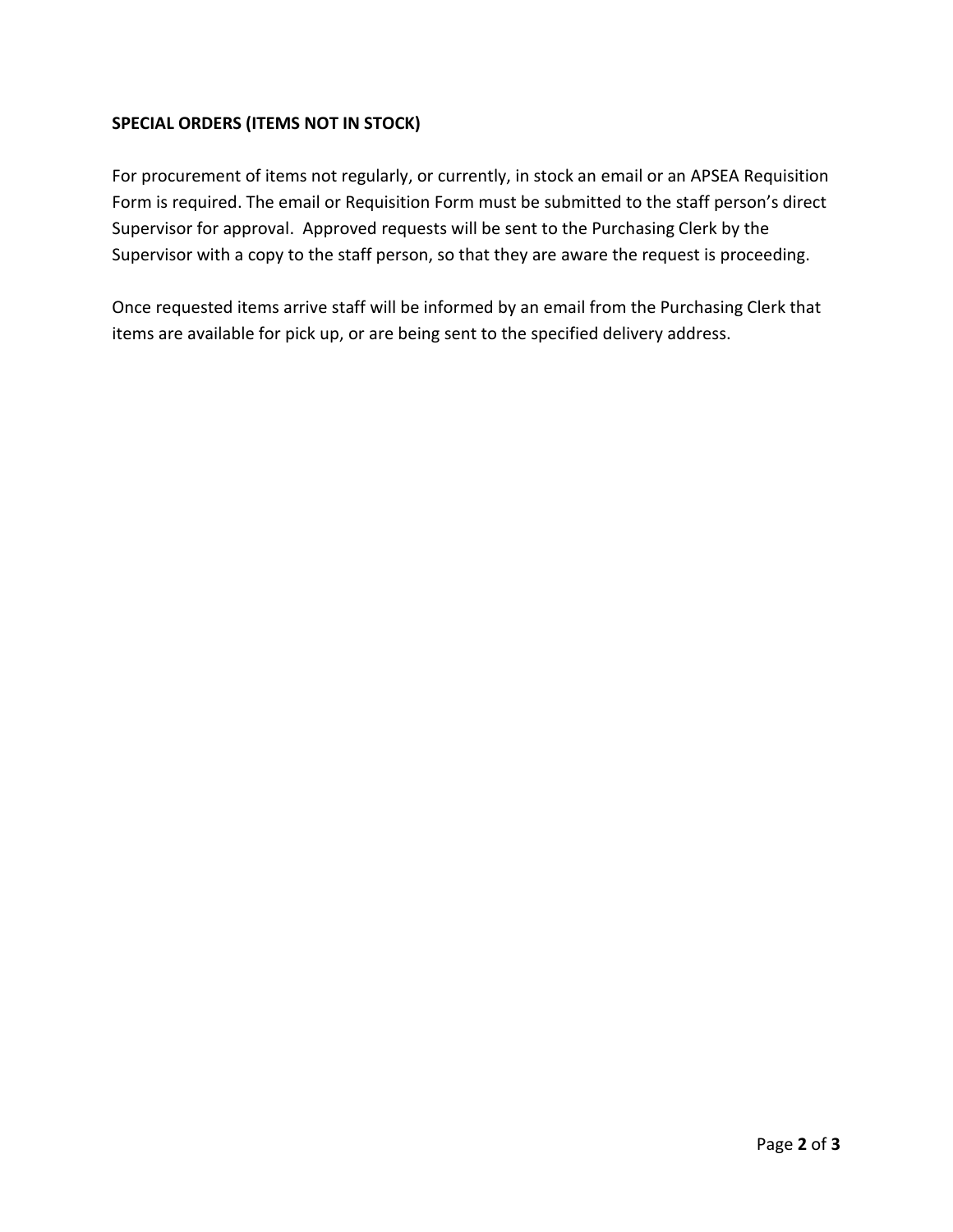**SPECIAL ORDERS (ITEMS NOT IN STOCK)**

For procurement of items not regularly, or currently, in stock an email or an APSEA Requisition Form is required. The email or Requisition Form must be submitted to the staff person's direct Supervisor for approval. Approved requests will be sent to the Purchasing Clerk by the Supervisor with a copy to the staff person, so that they are aware the request is proceeding.

Once requested items arrive staff will be informed by an email from the Purchasing Clerk that items are available for pick up, or are being sent to the specified delivery address.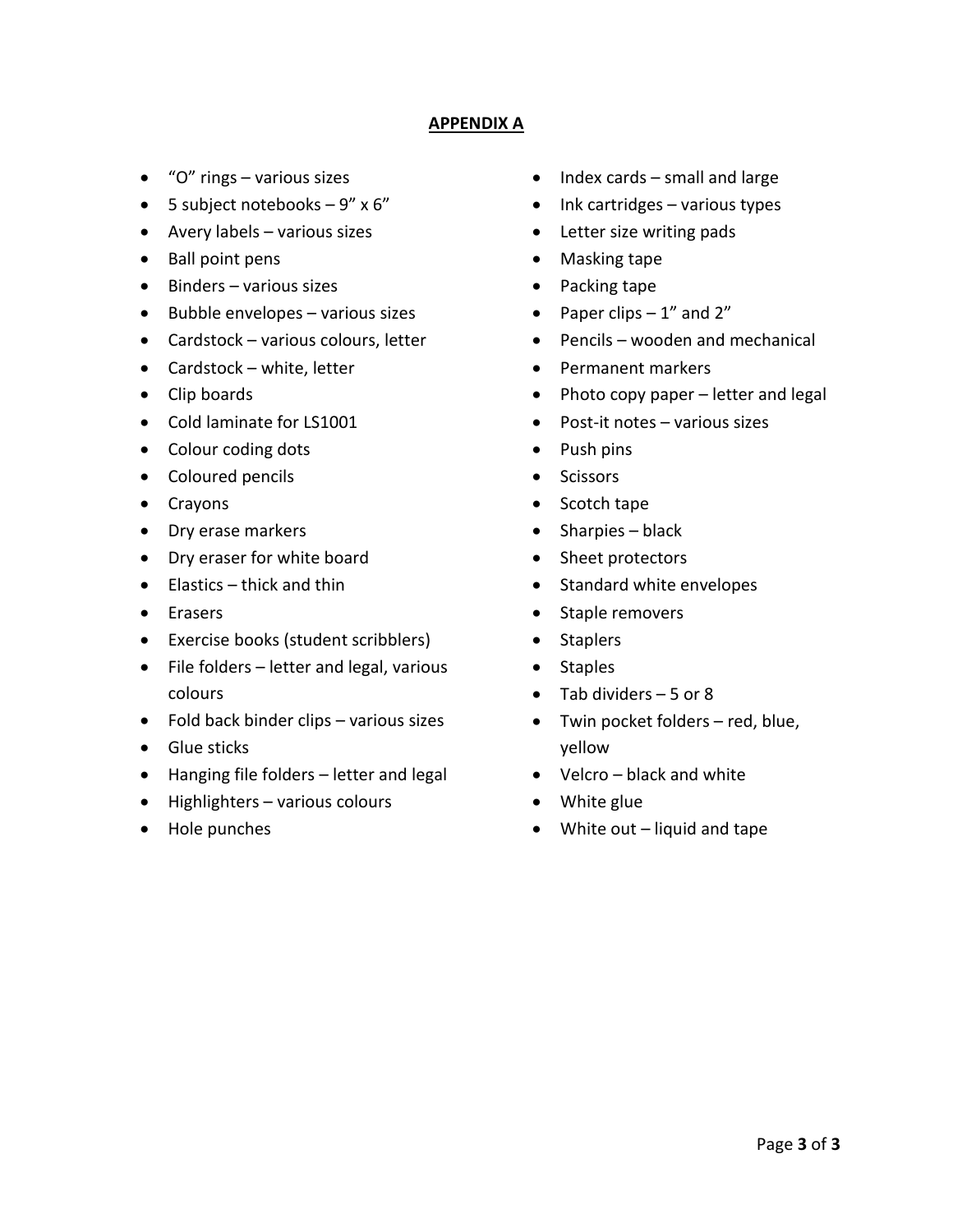## APPENDIX A

- "O" rings – various sizes
- 5 subject notebooks – 9" x 6"
- Avery labels – various sizes
- Ball point pens
- Binders – various sizes
- Bubble envelopes – various sizes
- Cardstock – various colours, letter
- Cardstock – white, letter
- Clip boards
- Cold laminate for LS1001
- Colour coding dots
- Coloured pencils
- Crayons
- Dry erase markers
- Dry eraser for white board
- Elastics – thick and thin
- Erasers
- Exercise books (student scribblers)
- File folders – letter and legal, various colours
- Fold back binder clips – various sizes
- Glue sticks
- Hanging file folders – letter and legal
- Highlighters – various colours
- Hole punches
- Index cards – small and large
- Ink cartridges – various types
- Letter size writing pads
- Masking tape
- Packing tape
- Paper clips – 1" and 2"
- Pencils – wooden and mechanical
- Permanent markers
- Photo copy paper – letter and legal
- Post-it notes – various sizes
- Push pins
- Scissors
- Scotch tape
- Sharpies – black
- Sheet protectors
- Standard white envelopes
- Staple removers
- Staplers
- Staples
- Tab dividers – 5 or 8
- Twin pocket folders – red, blue, yellow
- Velcro – black and white
- White glue
- White out – liquid and tape